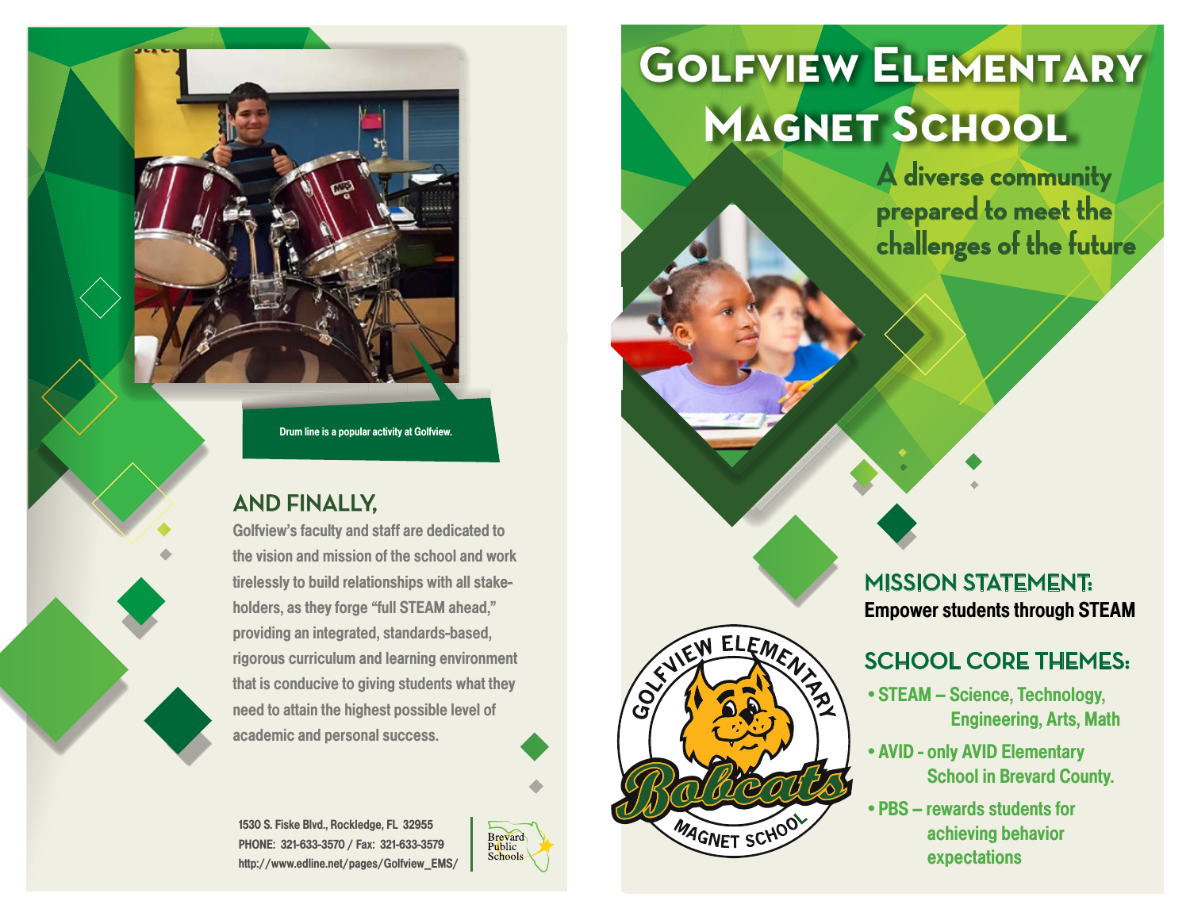Drum line is a popular activity at Golfview.

## AND FINALLY,

Golfview's faculty and staff are dedicated to the vision and mission of the school and work tirelessly to build relationships with all stake-holders, as they forge "full STEAM ahead," providing an integrated, standards-based, rigorous curriculum and learning environment that is conducive to giving students what they need to attain the highest possible level of academic and personal success.

1530 S. Fiske Blvd., Rockledge, FL 32955
PHONE: 321-633-3570 / Fax: 321-633-3579
http://www.edline.net/pages/Golfview_EMS/

Brevard Public Schools

# Golfview Elementary Magnet School

A diverse community prepared to meet the challenges of the future

## MISSION STATEMENT:

**Empower students through STEAM**

## SCHOOL CORE THEMES:

- STEAM – Science, Technology, Engineering, Arts, Math
- AVID - only AVID Elementary School in Brevard County.
- PBS – rewards students for achieving behavior expectations

Golfview Elementary Bobcats Magnet School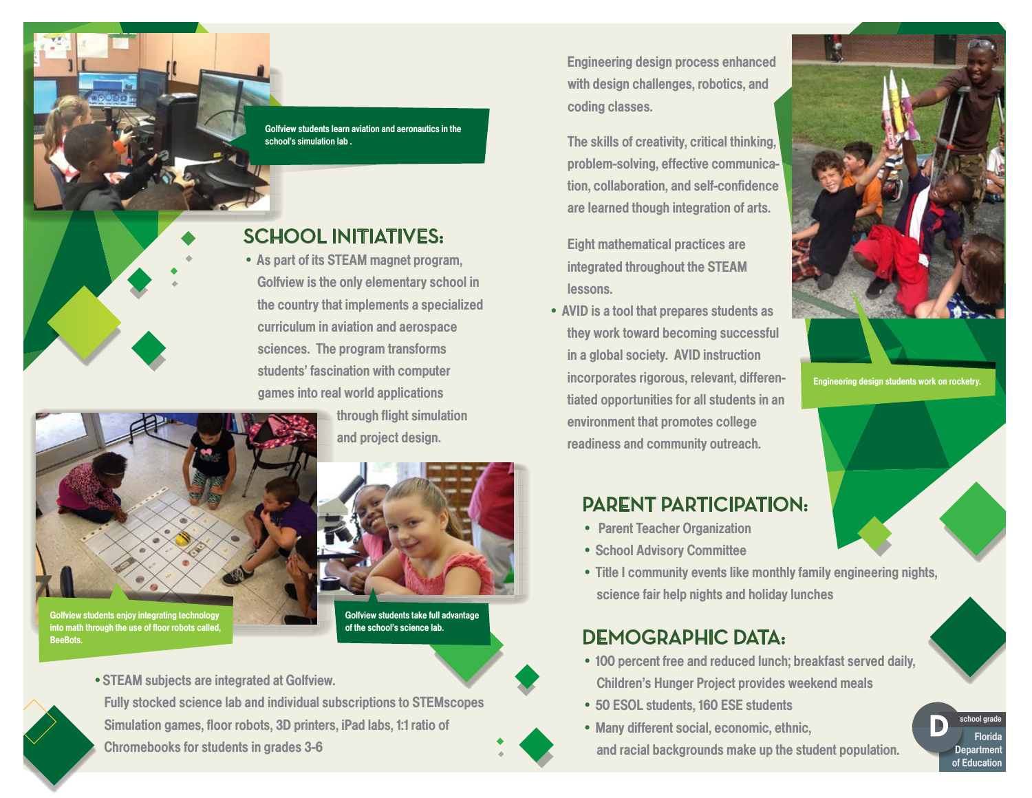Golfview students learn aviation and aeronautics in the school's simulation lab .

## SCHOOL INITIATIVES:

- As part of its STEAM magnet program, Golfview is the only elementary school in the country that implements a specialized curriculum in aviation and aerospace sciences. The program transforms students' fascination with computer games into real world applications through flight simulation and project design.

Golfview students enjoy integrating technology into math through the use of floor robots called, BeeBots.

Golfview students take full advantage of the school's science lab.

- STEAM subjects are integrated at Golfview. Fully stocked science lab and individual subscriptions to STEMscopes Simulation games, floor robots, 3D printers, iPad labs, 1:1 ratio of Chromebooks for students in grades 3-6

Engineering design process enhanced with design challenges, robotics, and coding classes.

The skills of creativity, critical thinking, problem-solving, effective communication, collaboration, and self-confidence are learned though integration of arts.

Eight mathematical practices are integrated throughout the STEAM lessons.

- AVID is a tool that prepares students as they work toward becoming successful in a global society. AVID instruction incorporates rigorous, relevant, differentiated opportunities for all students in an environment that promotes college readiness and community outreach.

Engineering design students work on rocketry.

## PARENT PARTICIPATION:

- Parent Teacher Organization
- School Advisory Committee
- Title I community events like monthly family engineering nights, science fair help nights and holiday lunches

## DEMOGRAPHIC DATA:

- 100 percent free and reduced lunch; breakfast served daily, Children's Hunger Project provides weekend meals
- 50 ESOL students, 160 ESE students
- Many different social, economic, ethnic, and racial backgrounds make up the student population.

D school grade
Florida Department of Education